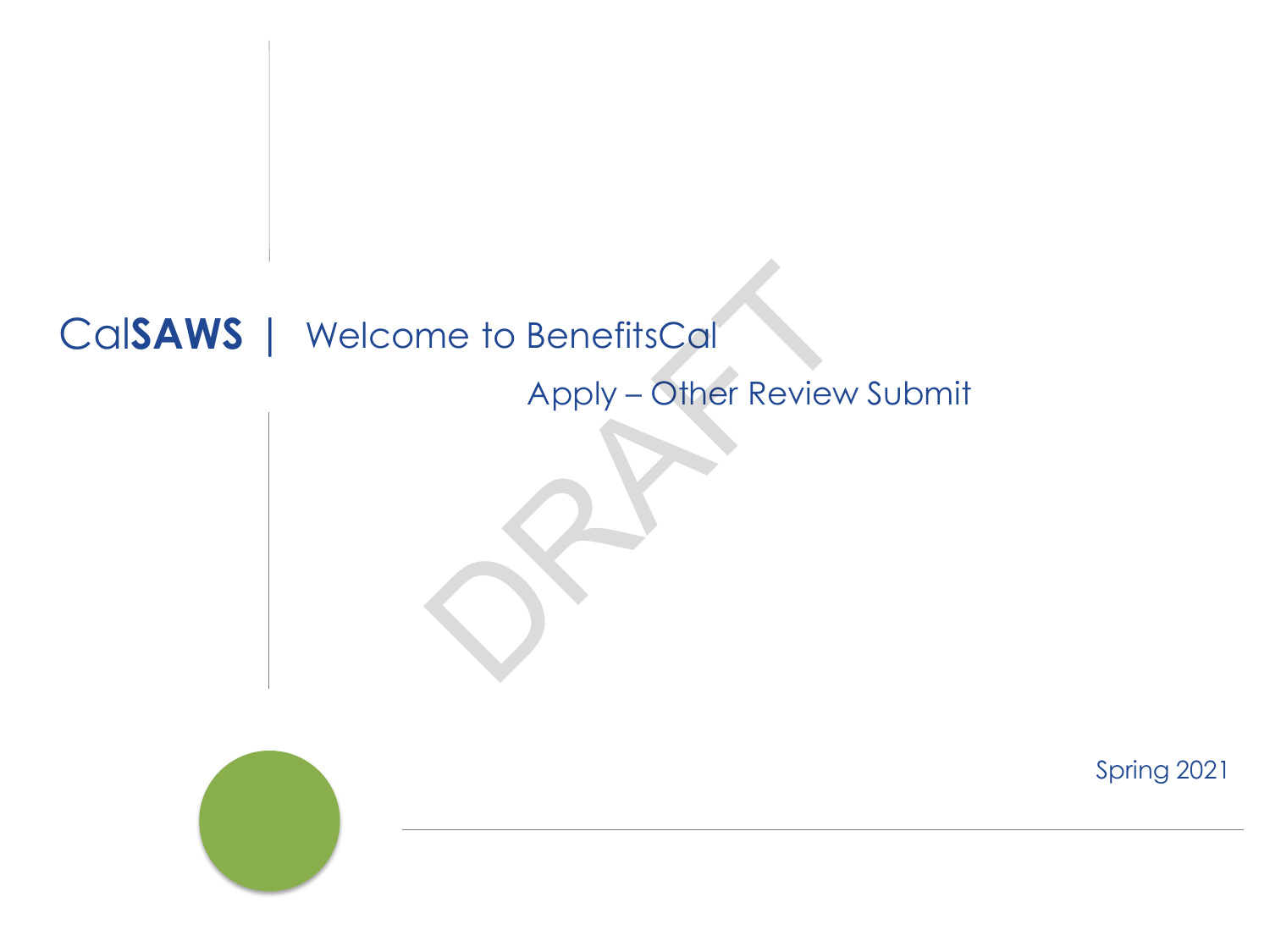# Cal**SAWS** | Welcome to BenefitsCal

## Apply – Other Review Submit

DRAFT

Spring 2021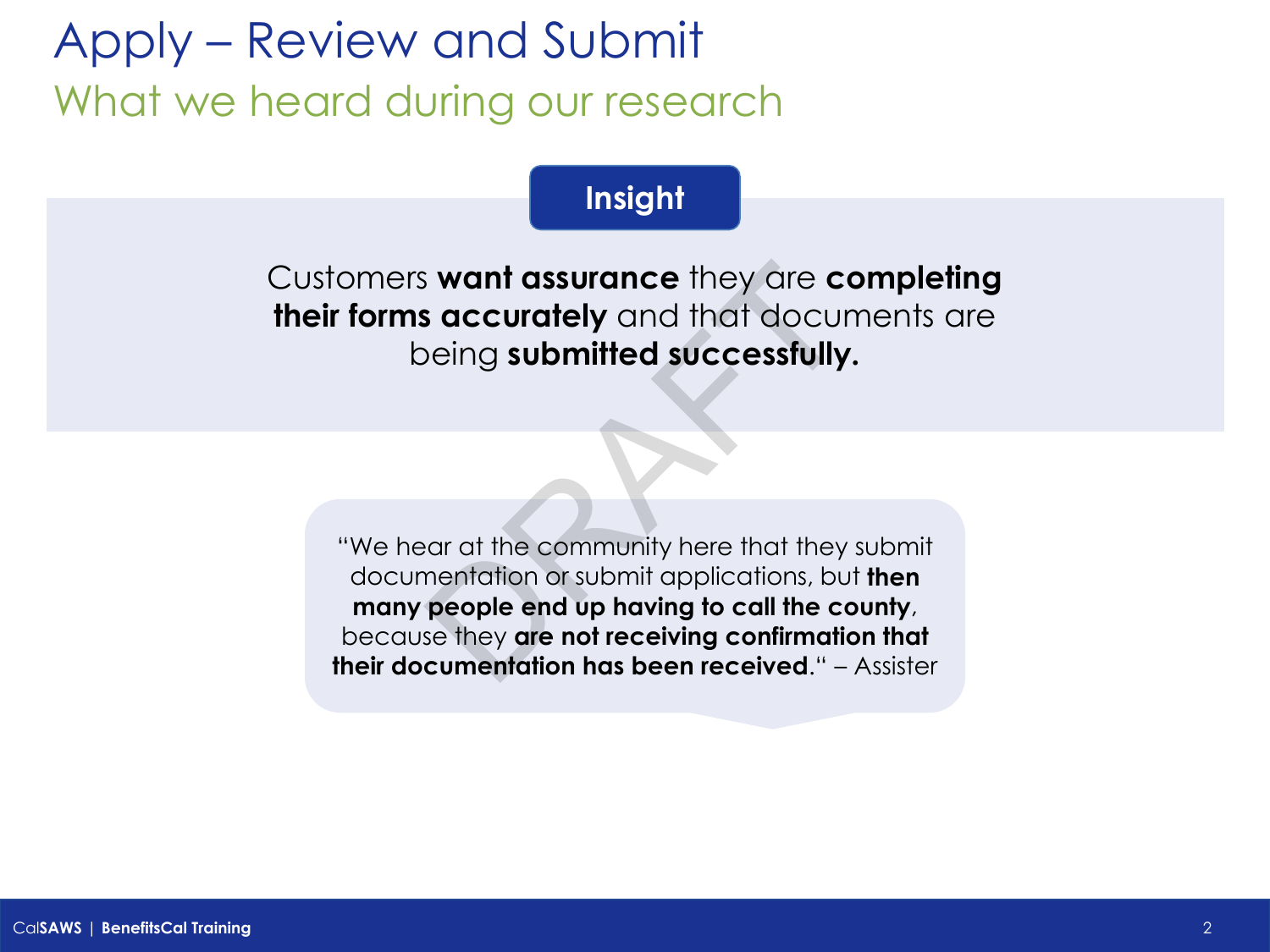# Apply – Review and Submit

## What we heard during our research

**Insight**

Customers **want assurance** they are **completing their forms accurately** and that documents are being **submitted successfully.**

"We hear at the community here that they submit documentation or submit applications, but **then many people end up having to call the county**, because they **are not receiving confirmation that their documentation has been received**." – Assister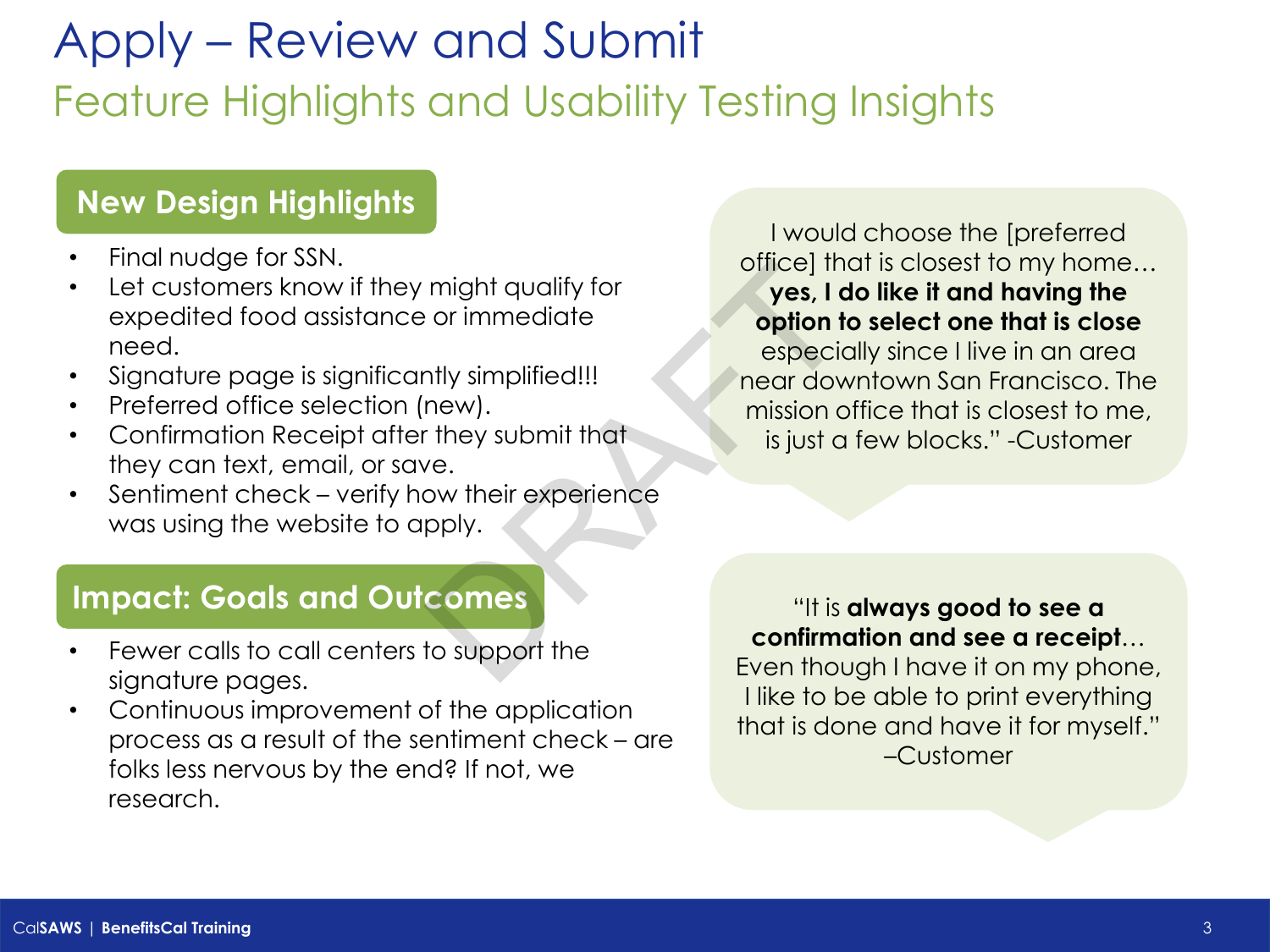# Apply – Review and Submit

## Feature Highlights and Usability Testing Insights

### New Design Highlights

- Final nudge for SSN.
- Let customers know if they might qualify for expedited food assistance or immediate need.
- Signature page is significantly simplified!!!
- Preferred office selection (new).
- Confirmation Receipt after they submit that they can text, email, or save.
- Sentiment check – verify how their experience was using the website to apply.

### Impact: Goals and Outcomes

- Fewer calls to call centers to support the signature pages.
- Continuous improvement of the application process as a result of the sentiment check – are folks less nervous by the end? If not, we research.

I would choose the [preferred office] that is closest to my home… **yes, I do like it and having the option to select one that is close** especially since I live in an area near downtown San Francisco. The mission office that is closest to me, is just a few blocks." -Customer

"It is **always good to see a confirmation and see a receipt**… Even though I have it on my phone, I like to be able to print everything that is done and have it for myself." –Customer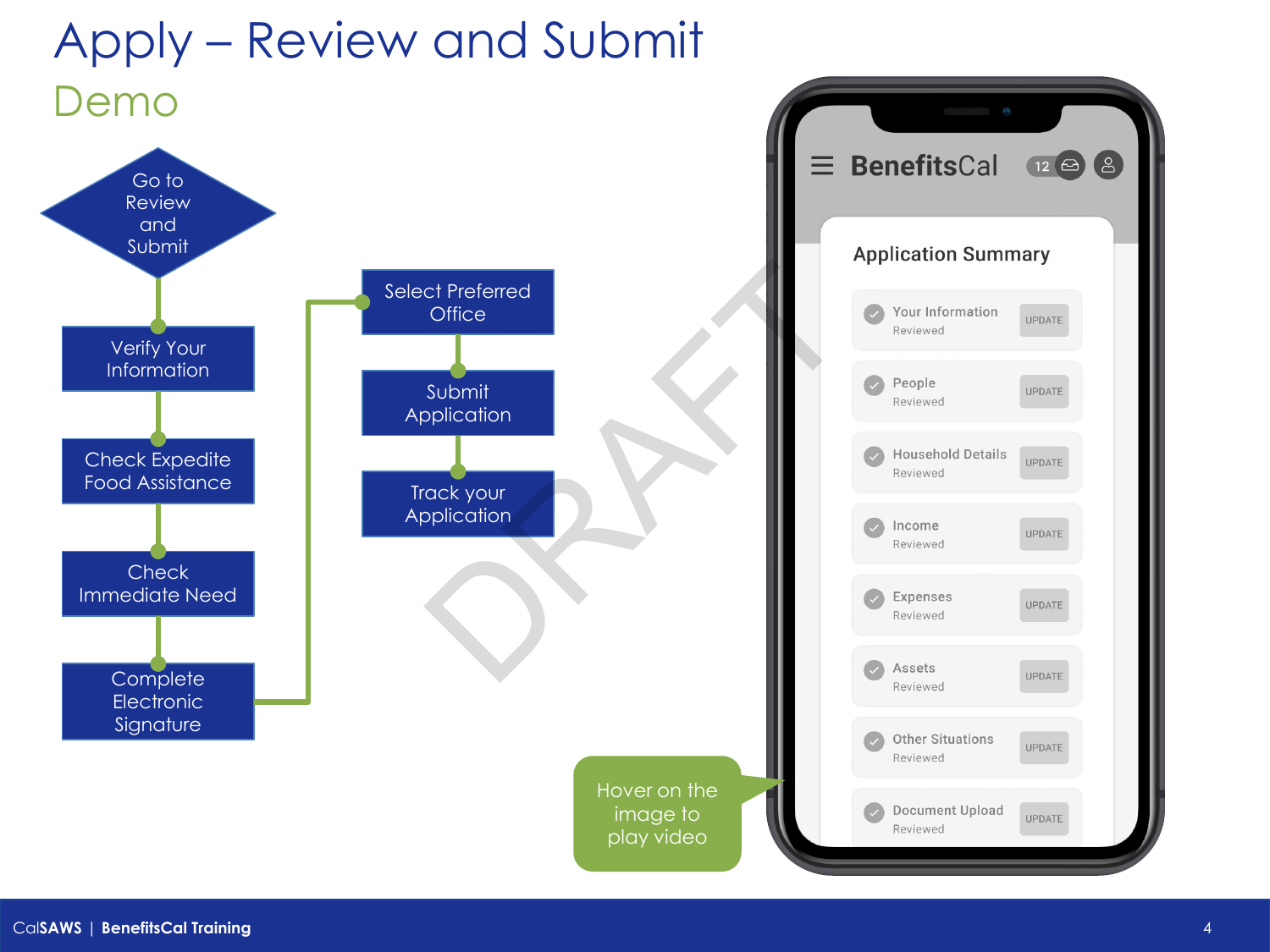# Apply – Review and Submit

## Demo

Go to Review and Submit

Verify Your Information

Check Expedite Food Assistance

Check Immediate Need

Complete Electronic Signature

Select Preferred Office

Submit Application

Track your Application

Hover on the image to play video

BenefitsCal

12

Application Summary

Your Information
Reviewed
UPDATE

People
Reviewed
UPDATE

Household Details
Reviewed
UPDATE

Income
Reviewed
UPDATE

Expenses
Reviewed
UPDATE

Assets
Reviewed
UPDATE

Other Situations
Reviewed
UPDATE

Document Upload
Reviewed
UPDATE

DRAFT

CalSAWS | **BenefitsCal Training**